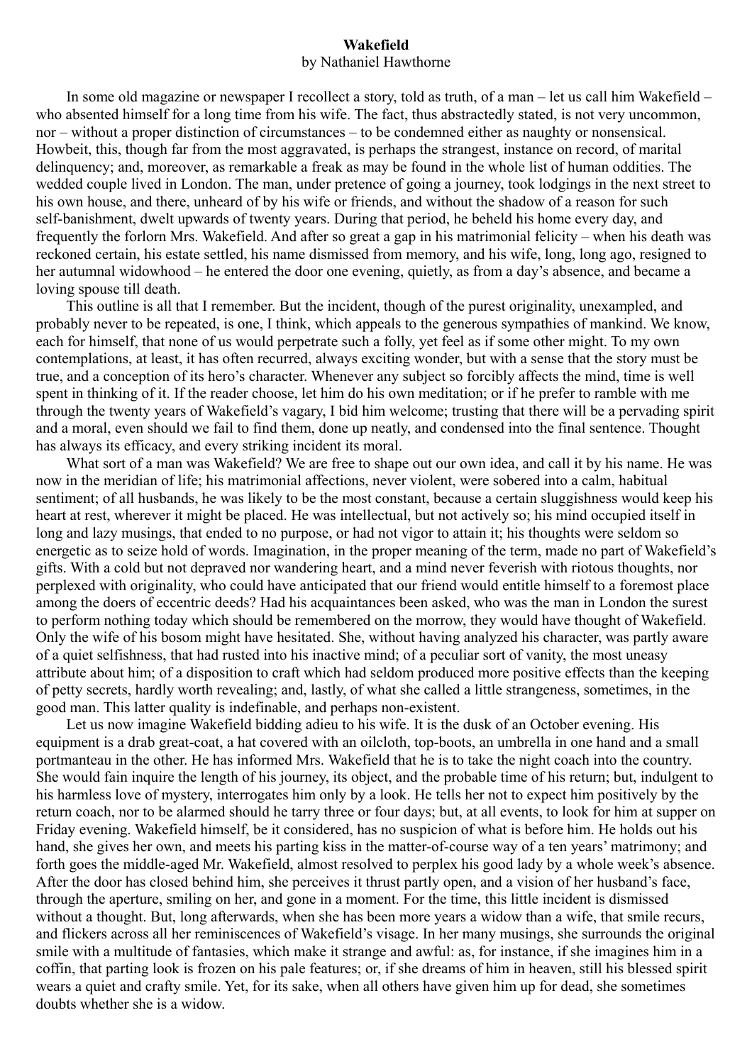# Wakefield

by Nathaniel Hawthorne

In some old magazine or newspaper I recollect a story, told as truth, of a man – let us call him Wakefield – who absented himself for a long time from his wife. The fact, thus abstractedly stated, is not very uncommon, nor – without a proper distinction of circumstances – to be condemned either as naughty or nonsensical. Howbeit, this, though far from the most aggravated, is perhaps the strangest, instance on record, of marital delinquency; and, moreover, as remarkable a freak as may be found in the whole list of human oddities. The wedded couple lived in London. The man, under pretence of going a journey, took lodgings in the next street to his own house, and there, unheard of by his wife or friends, and without the shadow of a reason for such self-banishment, dwelt upwards of twenty years. During that period, he beheld his home every day, and frequently the forlorn Mrs. Wakefield. And after so great a gap in his matrimonial felicity – when his death was reckoned certain, his estate settled, his name dismissed from memory, and his wife, long, long ago, resigned to her autumnal widowhood – he entered the door one evening, quietly, as from a day's absence, and became a loving spouse till death.

This outline is all that I remember. But the incident, though of the purest originality, unexampled, and probably never to be repeated, is one, I think, which appeals to the generous sympathies of mankind. We know, each for himself, that none of us would perpetrate such a folly, yet feel as if some other might. To my own contemplations, at least, it has often recurred, always exciting wonder, but with a sense that the story must be true, and a conception of its hero's character. Whenever any subject so forcibly affects the mind, time is well spent in thinking of it. If the reader choose, let him do his own meditation; or if he prefer to ramble with me through the twenty years of Wakefield's vagary, I bid him welcome; trusting that there will be a pervading spirit and a moral, even should we fail to find them, done up neatly, and condensed into the final sentence. Thought has always its efficacy, and every striking incident its moral.

What sort of a man was Wakefield? We are free to shape out our own idea, and call it by his name. He was now in the meridian of life; his matrimonial affections, never violent, were sobered into a calm, habitual sentiment; of all husbands, he was likely to be the most constant, because a certain sluggishness would keep his heart at rest, wherever it might be placed. He was intellectual, but not actively so; his mind occupied itself in long and lazy musings, that ended to no purpose, or had not vigor to attain it; his thoughts were seldom so energetic as to seize hold of words. Imagination, in the proper meaning of the term, made no part of Wakefield's gifts. With a cold but not depraved nor wandering heart, and a mind never feverish with riotous thoughts, nor perplexed with originality, who could have anticipated that our friend would entitle himself to a foremost place among the doers of eccentric deeds? Had his acquaintances been asked, who was the man in London the surest to perform nothing today which should be remembered on the morrow, they would have thought of Wakefield. Only the wife of his bosom might have hesitated. She, without having analyzed his character, was partly aware of a quiet selfishness, that had rusted into his inactive mind; of a peculiar sort of vanity, the most uneasy attribute about him; of a disposition to craft which had seldom produced more positive effects than the keeping of petty secrets, hardly worth revealing; and, lastly, of what she called a little strangeness, sometimes, in the good man. This latter quality is indefinable, and perhaps non-existent.

Let us now imagine Wakefield bidding adieu to his wife. It is the dusk of an October evening. His equipment is a drab great-coat, a hat covered with an oilcloth, top-boots, an umbrella in one hand and a small portmanteau in the other. He has informed Mrs. Wakefield that he is to take the night coach into the country. She would fain inquire the length of his journey, its object, and the probable time of his return; but, indulgent to his harmless love of mystery, interrogates him only by a look. He tells her not to expect him positively by the return coach, nor to be alarmed should he tarry three or four days; but, at all events, to look for him at supper on Friday evening. Wakefield himself, be it considered, has no suspicion of what is before him. He holds out his hand, she gives her own, and meets his parting kiss in the matter-of-course way of a ten years' matrimony; and forth goes the middle-aged Mr. Wakefield, almost resolved to perplex his good lady by a whole week's absence. After the door has closed behind him, she perceives it thrust partly open, and a vision of her husband's face, through the aperture, smiling on her, and gone in a moment. For the time, this little incident is dismissed without a thought. But, long afterwards, when she has been more years a widow than a wife, that smile recurs, and flickers across all her reminiscences of Wakefield's visage. In her many musings, she surrounds the original smile with a multitude of fantasies, which make it strange and awful: as, for instance, if she imagines him in a coffin, that parting look is frozen on his pale features; or, if she dreams of him in heaven, still his blessed spirit wears a quiet and crafty smile. Yet, for its sake, when all others have given him up for dead, she sometimes doubts whether she is a widow.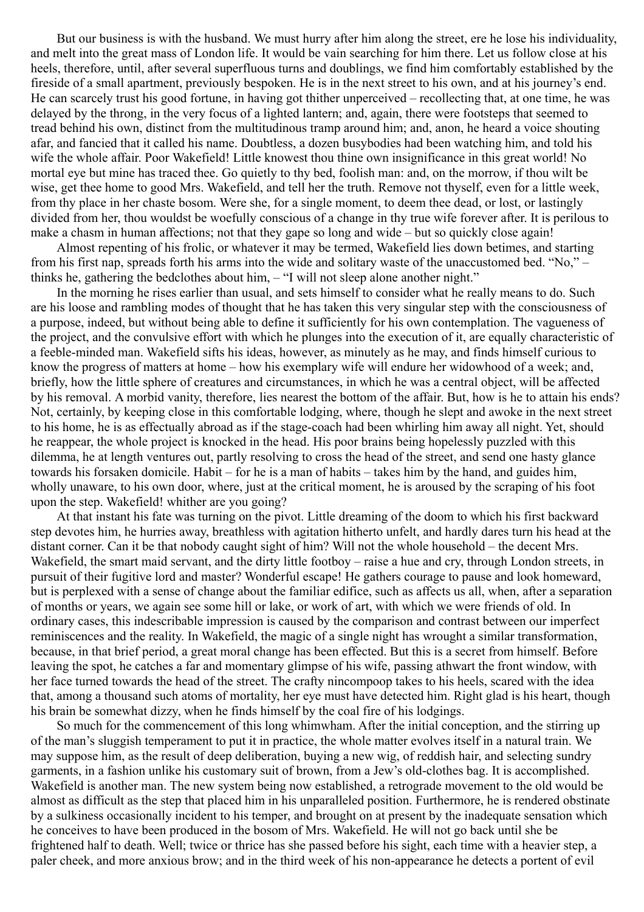But our business is with the husband. We must hurry after him along the street, ere he lose his individuality, and melt into the great mass of London life. It would be vain searching for him there. Let us follow close at his heels, therefore, until, after several superfluous turns and doublings, we find him comfortably established by the fireside of a small apartment, previously bespoken. He is in the next street to his own, and at his journey's end. He can scarcely trust his good fortune, in having got thither unperceived – recollecting that, at one time, he was delayed by the throng, in the very focus of a lighted lantern; and, again, there were footsteps that seemed to tread behind his own, distinct from the multitudinous tramp around him; and, anon, he heard a voice shouting afar, and fancied that it called his name. Doubtless, a dozen busybodies had been watching him, and told his wife the whole affair. Poor Wakefield! Little knowest thou thine own insignificance in this great world! No mortal eye but mine has traced thee. Go quietly to thy bed, foolish man: and, on the morrow, if thou wilt be wise, get thee home to good Mrs. Wakefield, and tell her the truth. Remove not thyself, even for a little week, from thy place in her chaste bosom. Were she, for a single moment, to deem thee dead, or lost, or lastingly divided from her, thou wouldst be woefully conscious of a change in thy true wife forever after. It is perilous to make a chasm in human affections; not that they gape so long and wide – but so quickly close again!

Almost repenting of his frolic, or whatever it may be termed, Wakefield lies down betimes, and starting from his first nap, spreads forth his arms into the wide and solitary waste of the unaccustomed bed. "No," – thinks he, gathering the bedclothes about him, – "I will not sleep alone another night."

In the morning he rises earlier than usual, and sets himself to consider what he really means to do. Such are his loose and rambling modes of thought that he has taken this very singular step with the consciousness of a purpose, indeed, but without being able to define it sufficiently for his own contemplation. The vagueness of the project, and the convulsive effort with which he plunges into the execution of it, are equally characteristic of a feeble-minded man. Wakefield sifts his ideas, however, as minutely as he may, and finds himself curious to know the progress of matters at home – how his exemplary wife will endure her widowhood of a week; and, briefly, how the little sphere of creatures and circumstances, in which he was a central object, will be affected by his removal. A morbid vanity, therefore, lies nearest the bottom of the affair. But, how is he to attain his ends? Not, certainly, by keeping close in this comfortable lodging, where, though he slept and awoke in the next street to his home, he is as effectually abroad as if the stage-coach had been whirling him away all night. Yet, should he reappear, the whole project is knocked in the head. His poor brains being hopelessly puzzled with this dilemma, he at length ventures out, partly resolving to cross the head of the street, and send one hasty glance towards his forsaken domicile. Habit – for he is a man of habits – takes him by the hand, and guides him, wholly unaware, to his own door, where, just at the critical moment, he is aroused by the scraping of his foot upon the step. Wakefield! whither are you going?

At that instant his fate was turning on the pivot. Little dreaming of the doom to which his first backward step devotes him, he hurries away, breathless with agitation hitherto unfelt, and hardly dares turn his head at the distant corner. Can it be that nobody caught sight of him? Will not the whole household – the decent Mrs. Wakefield, the smart maid servant, and the dirty little footboy – raise a hue and cry, through London streets, in pursuit of their fugitive lord and master? Wonderful escape! He gathers courage to pause and look homeward, but is perplexed with a sense of change about the familiar edifice, such as affects us all, when, after a separation of months or years, we again see some hill or lake, or work of art, with which we were friends of old. In ordinary cases, this indescribable impression is caused by the comparison and contrast between our imperfect reminiscences and the reality. In Wakefield, the magic of a single night has wrought a similar transformation, because, in that brief period, a great moral change has been effected. But this is a secret from himself. Before leaving the spot, he catches a far and momentary glimpse of his wife, passing athwart the front window, with her face turned towards the head of the street. The crafty nincompoop takes to his heels, scared with the idea that, among a thousand such atoms of mortality, her eye must have detected him. Right glad is his heart, though his brain be somewhat dizzy, when he finds himself by the coal fire of his lodgings.

So much for the commencement of this long whimwham. After the initial conception, and the stirring up of the man's sluggish temperament to put it in practice, the whole matter evolves itself in a natural train. We may suppose him, as the result of deep deliberation, buying a new wig, of reddish hair, and selecting sundry garments, in a fashion unlike his customary suit of brown, from a Jew's old-clothes bag. It is accomplished. Wakefield is another man. The new system being now established, a retrograde movement to the old would be almost as difficult as the step that placed him in his unparalleled position. Furthermore, he is rendered obstinate by a sulkiness occasionally incident to his temper, and brought on at present by the inadequate sensation which he conceives to have been produced in the bosom of Mrs. Wakefield. He will not go back until she be frightened half to death. Well; twice or thrice has she passed before his sight, each time with a heavier step, a paler cheek, and more anxious brow; and in the third week of his non-appearance he detects a portent of evil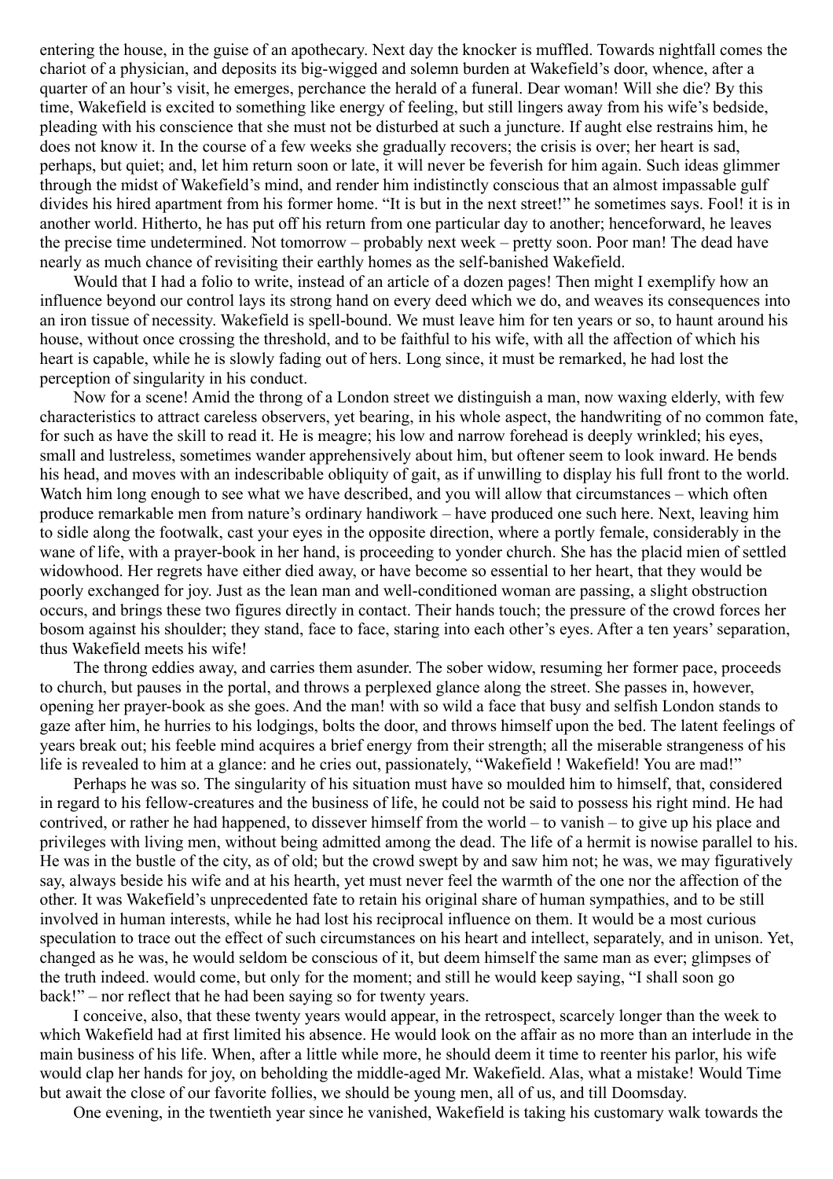entering the house, in the guise of an apothecary. Next day the knocker is muffled. Towards nightfall comes the chariot of a physician, and deposits its big-wigged and solemn burden at Wakefield's door, whence, after a quarter of an hour's visit, he emerges, perchance the herald of a funeral. Dear woman! Will she die? By this time, Wakefield is excited to something like energy of feeling, but still lingers away from his wife's bedside, pleading with his conscience that she must not be disturbed at such a juncture. If aught else restrains him, he does not know it. In the course of a few weeks she gradually recovers; the crisis is over; her heart is sad, perhaps, but quiet; and, let him return soon or late, it will never be feverish for him again. Such ideas glimmer through the midst of Wakefield's mind, and render him indistinctly conscious that an almost impassable gulf divides his hired apartment from his former home. "It is but in the next street!" he sometimes says. Fool! it is in another world. Hitherto, he has put off his return from one particular day to another; henceforward, he leaves the precise time undetermined. Not tomorrow – probably next week – pretty soon. Poor man! The dead have nearly as much chance of revisiting their earthly homes as the self-banished Wakefield.

Would that I had a folio to write, instead of an article of a dozen pages! Then might I exemplify how an influence beyond our control lays its strong hand on every deed which we do, and weaves its consequences into an iron tissue of necessity. Wakefield is spell-bound. We must leave him for ten years or so, to haunt around his house, without once crossing the threshold, and to be faithful to his wife, with all the affection of which his heart is capable, while he is slowly fading out of hers. Long since, it must be remarked, he had lost the perception of singularity in his conduct.

Now for a scene! Amid the throng of a London street we distinguish a man, now waxing elderly, with few characteristics to attract careless observers, yet bearing, in his whole aspect, the handwriting of no common fate, for such as have the skill to read it. He is meagre; his low and narrow forehead is deeply wrinkled; his eyes, small and lustreless, sometimes wander apprehensively about him, but oftener seem to look inward. He bends his head, and moves with an indescribable obliquity of gait, as if unwilling to display his full front to the world. Watch him long enough to see what we have described, and you will allow that circumstances – which often produce remarkable men from nature's ordinary handiwork – have produced one such here. Next, leaving him to sidle along the footwalk, cast your eyes in the opposite direction, where a portly female, considerably in the wane of life, with a prayer-book in her hand, is proceeding to yonder church. She has the placid mien of settled widowhood. Her regrets have either died away, or have become so essential to her heart, that they would be poorly exchanged for joy. Just as the lean man and well-conditioned woman are passing, a slight obstruction occurs, and brings these two figures directly in contact. Their hands touch; the pressure of the crowd forces her bosom against his shoulder; they stand, face to face, staring into each other's eyes. After a ten years' separation, thus Wakefield meets his wife!

The throng eddies away, and carries them asunder. The sober widow, resuming her former pace, proceeds to church, but pauses in the portal, and throws a perplexed glance along the street. She passes in, however, opening her prayer-book as she goes. And the man! with so wild a face that busy and selfish London stands to gaze after him, he hurries to his lodgings, bolts the door, and throws himself upon the bed. The latent feelings of years break out; his feeble mind acquires a brief energy from their strength; all the miserable strangeness of his life is revealed to him at a glance: and he cries out, passionately, "Wakefield ! Wakefield! You are mad!"

Perhaps he was so. The singularity of his situation must have so moulded him to himself, that, considered in regard to his fellow-creatures and the business of life, he could not be said to possess his right mind. He had contrived, or rather he had happened, to dissever himself from the world – to vanish – to give up his place and privileges with living men, without being admitted among the dead. The life of a hermit is nowise parallel to his. He was in the bustle of the city, as of old; but the crowd swept by and saw him not; he was, we may figuratively say, always beside his wife and at his hearth, yet must never feel the warmth of the one nor the affection of the other. It was Wakefield's unprecedented fate to retain his original share of human sympathies, and to be still involved in human interests, while he had lost his reciprocal influence on them. It would be a most curious speculation to trace out the effect of such circumstances on his heart and intellect, separately, and in unison. Yet, changed as he was, he would seldom be conscious of it, but deem himself the same man as ever; glimpses of the truth indeed. would come, but only for the moment; and still he would keep saying, "I shall soon go back!" – nor reflect that he had been saying so for twenty years.

I conceive, also, that these twenty years would appear, in the retrospect, scarcely longer than the week to which Wakefield had at first limited his absence. He would look on the affair as no more than an interlude in the main business of his life. When, after a little while more, he should deem it time to reenter his parlor, his wife would clap her hands for joy, on beholding the middle-aged Mr. Wakefield. Alas, what a mistake! Would Time but await the close of our favorite follies, we should be young men, all of us, and till Doomsday.

One evening, in the twentieth year since he vanished, Wakefield is taking his customary walk towards the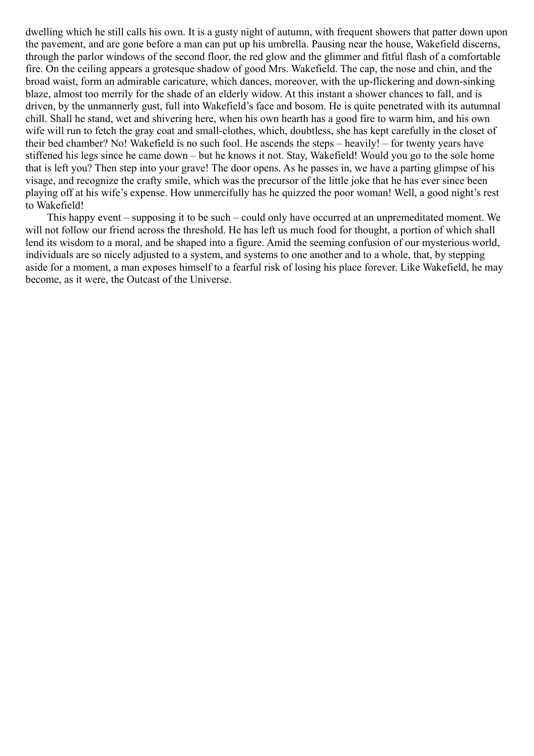dwelling which he still calls his own. It is a gusty night of autumn, with frequent showers that patter down upon the pavement, and are gone before a man can put up his umbrella. Pausing near the house, Wakefield discerns, through the parlor windows of the second floor, the red glow and the glimmer and fitful flash of a comfortable fire. On the ceiling appears a grotesque shadow of good Mrs. Wakefield. The cap, the nose and chin, and the broad waist, form an admirable caricature, which dances, moreover, with the up-flickering and down-sinking blaze, almost too merrily for the shade of an elderly widow. At this instant a shower chances to fall, and is driven, by the unmannerly gust, full into Wakefield's face and bosom. He is quite penetrated with its autumnal chill. Shall he stand, wet and shivering here, when his own hearth has a good fire to warm him, and his own wife will run to fetch the gray coat and small-clothes, which, doubtless, she has kept carefully in the closet of their bed chamber? No! Wakefield is no such fool. He ascends the steps – heavily! – for twenty years have stiffened his legs since he came down – but he knows it not. Stay, Wakefield! Would you go to the sole home that is left you? Then step into your grave! The door opens. As he passes in, we have a parting glimpse of his visage, and recognize the crafty smile, which was the precursor of the little joke that he has ever since been playing off at his wife's expense. How unmercifully has he quizzed the poor woman! Well, a good night's rest to Wakefield!

This happy event – supposing it to be such – could only have occurred at an unpremeditated moment. We will not follow our friend across the threshold. He has left us much food for thought, a portion of which shall lend its wisdom to a moral, and be shaped into a figure. Amid the seeming confusion of our mysterious world, individuals are so nicely adjusted to a system, and systems to one another and to a whole, that, by stepping aside for a moment, a man exposes himself to a fearful risk of losing his place forever. Like Wakefield, he may become, as it were, the Outcast of the Universe.